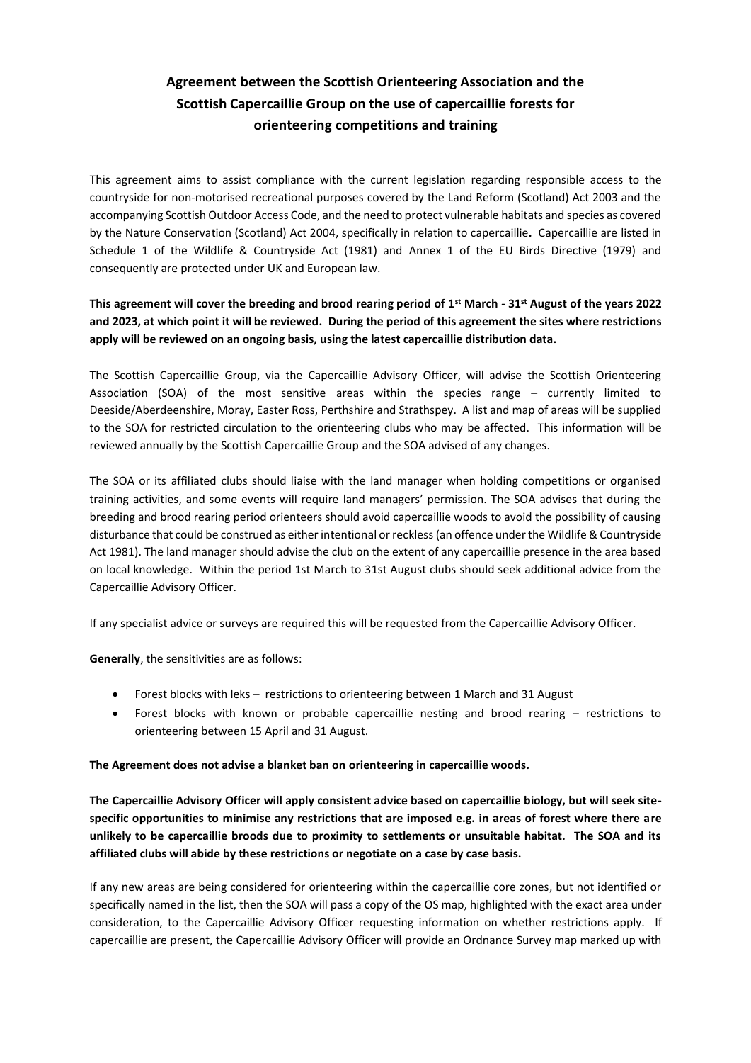# Agreement between the Scottish Orienteering Association and the Scottish Capercaillie Group on the use of capercaillie forests for orienteering competitions and training

This agreement aims to assist compliance with the current legislation regarding responsible access to the countryside for non-motorised recreational purposes covered by the Land Reform (Scotland) Act 2003 and the accompanying Scottish Outdoor Access Code, and the need to protect vulnerable habitats and species as covered by the Nature Conservation (Scotland) Act 2004, specifically in relation to capercaillie**.** Capercaillie are listed in Schedule 1 of the Wildlife & Countryside Act (1981) and Annex 1 of the EU Birds Directive (1979) and consequently are protected under UK and European law.

**This agreement will cover the breeding and brood rearing period of 1st March - 31st August of the years 2022 and 2023, at which point it will be reviewed. During the period of this agreement the sites where restrictions apply will be reviewed on an ongoing basis, using the latest capercaillie distribution data.**

The Scottish Capercaillie Group, via the Capercaillie Advisory Officer, will advise the Scottish Orienteering Association (SOA) of the most sensitive areas within the species range – currently limited to Deeside/Aberdeenshire, Moray, Easter Ross, Perthshire and Strathspey. A list and map of areas will be supplied to the SOA for restricted circulation to the orienteering clubs who may be affected. This information will be reviewed annually by the Scottish Capercaillie Group and the SOA advised of any changes.

The SOA or its affiliated clubs should liaise with the land manager when holding competitions or organised training activities, and some events will require land managers' permission. The SOA advises that during the breeding and brood rearing period orienteers should avoid capercaillie woods to avoid the possibility of causing disturbance that could be construed as either intentional or reckless (an offence under the Wildlife & Countryside Act 1981). The land manager should advise the club on the extent of any capercaillie presence in the area based on local knowledge. Within the period 1st March to 31st August clubs should seek additional advice from the Capercaillie Advisory Officer.

If any specialist advice or surveys are required this will be requested from the Capercaillie Advisory Officer.

**Generally**, the sensitivities are as follows:

- Forest blocks with leks – restrictions to orienteering between 1 March and 31 August
- Forest blocks with known or probable capercaillie nesting and brood rearing – restrictions to orienteering between 15 April and 31 August.

**The Agreement does not advise a blanket ban on orienteering in capercaillie woods.**

**The Capercaillie Advisory Officer will apply consistent advice based on capercaillie biology, but will seek site-specific opportunities to minimise any restrictions that are imposed e.g. in areas of forest where there are unlikely to be capercaillie broods due to proximity to settlements or unsuitable habitat. The SOA and its affiliated clubs will abide by these restrictions or negotiate on a case by case basis.**

If any new areas are being considered for orienteering within the capercaillie core zones, but not identified or specifically named in the list, then the SOA will pass a copy of the OS map, highlighted with the exact area under consideration, to the Capercaillie Advisory Officer requesting information on whether restrictions apply. If capercaillie are present, the Capercaillie Advisory Officer will provide an Ordnance Survey map marked up with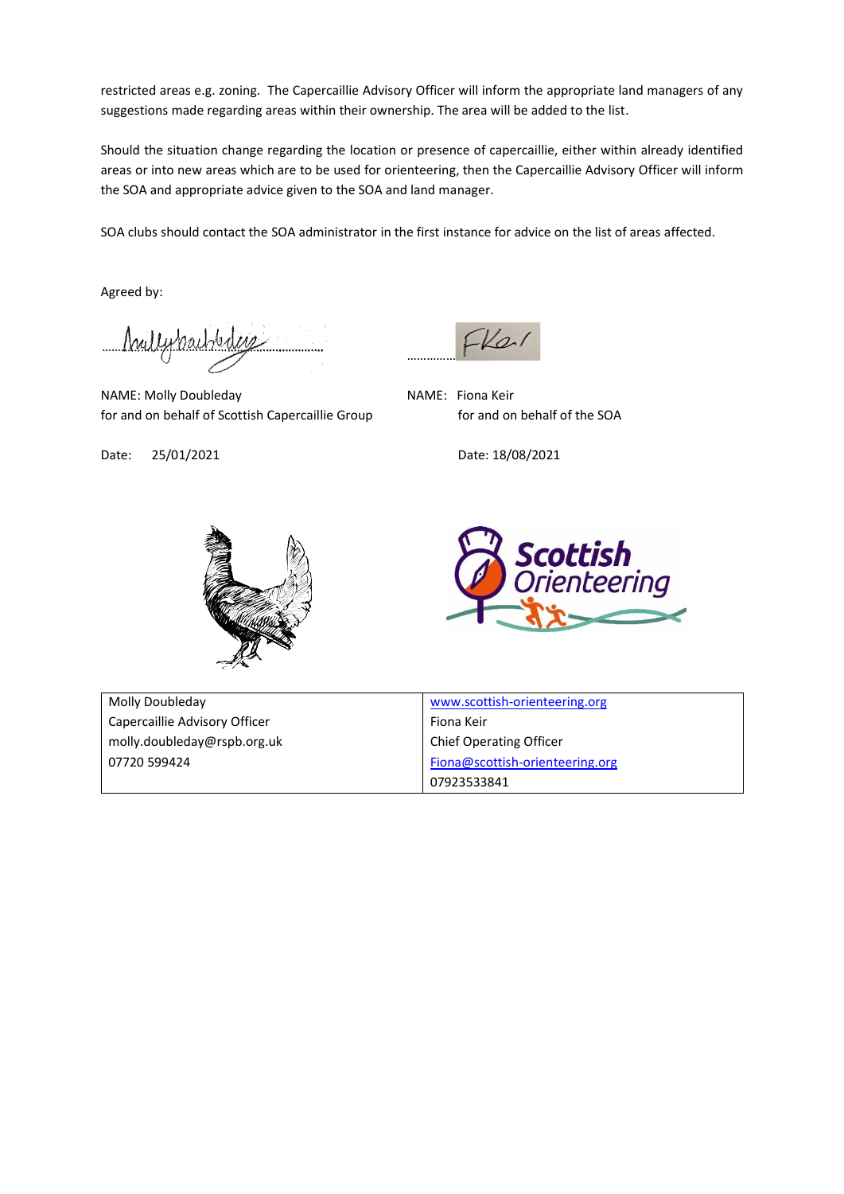restricted areas e.g. zoning. The Capercaillie Advisory Officer will inform the appropriate land managers of any suggestions made regarding areas within their ownership. The area will be added to the list.

Should the situation change regarding the location or presence of capercaillie, either within already identified areas or into new areas which are to be used for orienteering, then the Capercaillie Advisory Officer will inform the SOA and appropriate advice given to the SOA and land manager.

SOA clubs should contact the SOA administrator in the first instance for advice on the list of areas affected.

Agreed by:

NAME: Molly Doubleday
for and on behalf of Scottish Capercaillie Group

Date: 25/01/2021

NAME: Fiona Keir
for and on behalf of the SOA

Date: 18/08/2021

| | |
|---|---|
| Molly Doubleday<br>Capercaillie Advisory Officer<br>molly.doubleday@rspb.org.uk<br>07720 599424 | www.scottish-orienteering.org<br>Fiona Keir<br>Chief Operating Officer<br>Fiona@scottish-orienteering.org<br>07923533841 |